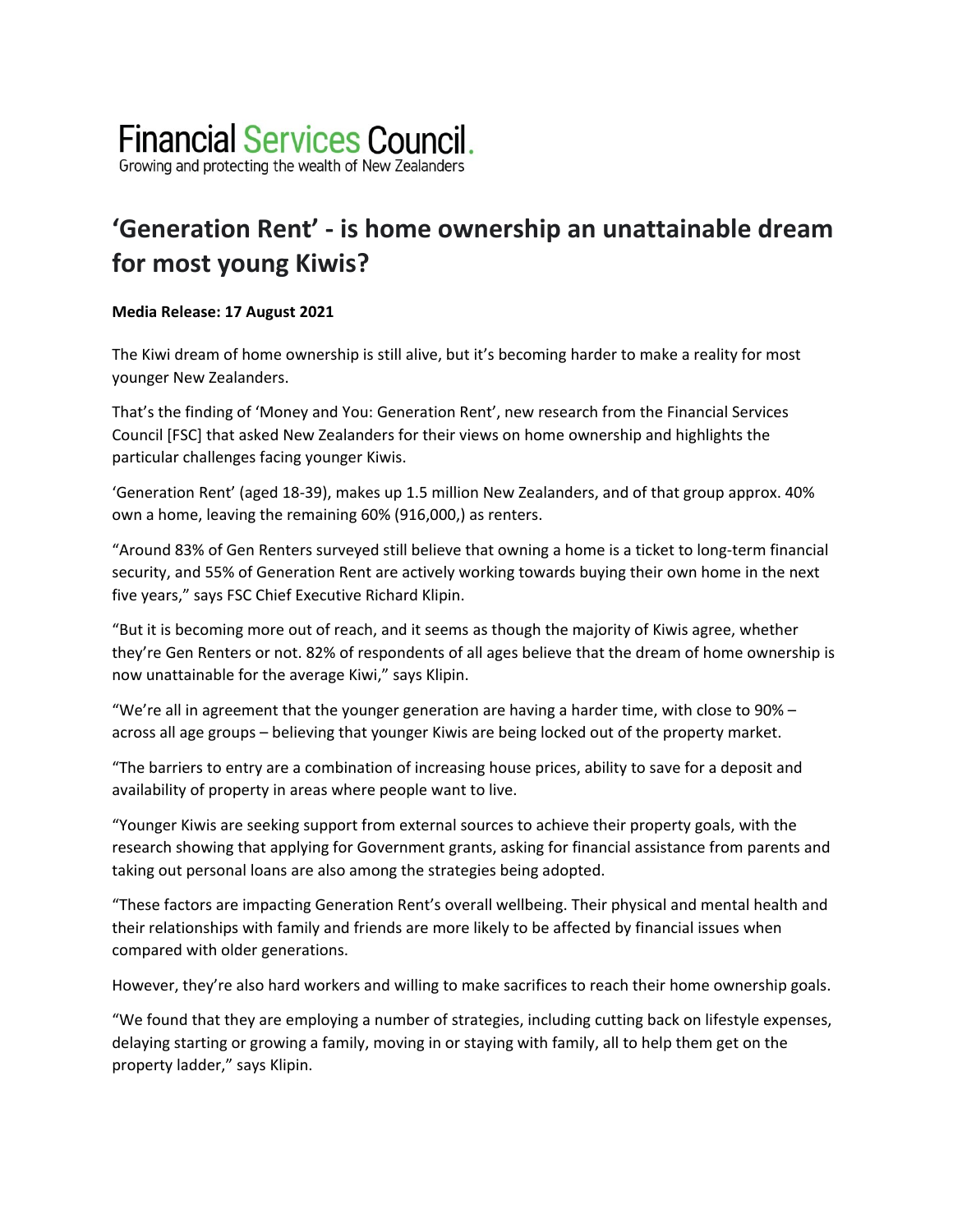Financial Services Council.
Growing and protecting the wealth of New Zealanders

# 'Generation Rent' - is home ownership an unattainable dream for most young Kiwis?

**Media Release: 17 August 2021**

The Kiwi dream of home ownership is still alive, but it's becoming harder to make a reality for most younger New Zealanders.

That's the finding of 'Money and You: Generation Rent', new research from the Financial Services Council [FSC] that asked New Zealanders for their views on home ownership and highlights the particular challenges facing younger Kiwis.

'Generation Rent' (aged 18-39), makes up 1.5 million New Zealanders, and of that group approx. 40% own a home, leaving the remaining 60% (916,000,) as renters.

"Around 83% of Gen Renters surveyed still believe that owning a home is a ticket to long-term financial security, and 55% of Generation Rent are actively working towards buying their own home in the next five years," says FSC Chief Executive Richard Klipin.

"But it is becoming more out of reach, and it seems as though the majority of Kiwis agree, whether they're Gen Renters or not. 82% of respondents of all ages believe that the dream of home ownership is now unattainable for the average Kiwi," says Klipin.

"We're all in agreement that the younger generation are having a harder time, with close to 90% – across all age groups – believing that younger Kiwis are being locked out of the property market.

"The barriers to entry are a combination of increasing house prices, ability to save for a deposit and availability of property in areas where people want to live.

"Younger Kiwis are seeking support from external sources to achieve their property goals, with the research showing that applying for Government grants, asking for financial assistance from parents and taking out personal loans are also among the strategies being adopted.

"These factors are impacting Generation Rent's overall wellbeing. Their physical and mental health and their relationships with family and friends are more likely to be affected by financial issues when compared with older generations.

However, they're also hard workers and willing to make sacrifices to reach their home ownership goals.

"We found that they are employing a number of strategies, including cutting back on lifestyle expenses, delaying starting or growing a family, moving in or staying with family, all to help them get on the property ladder," says Klipin.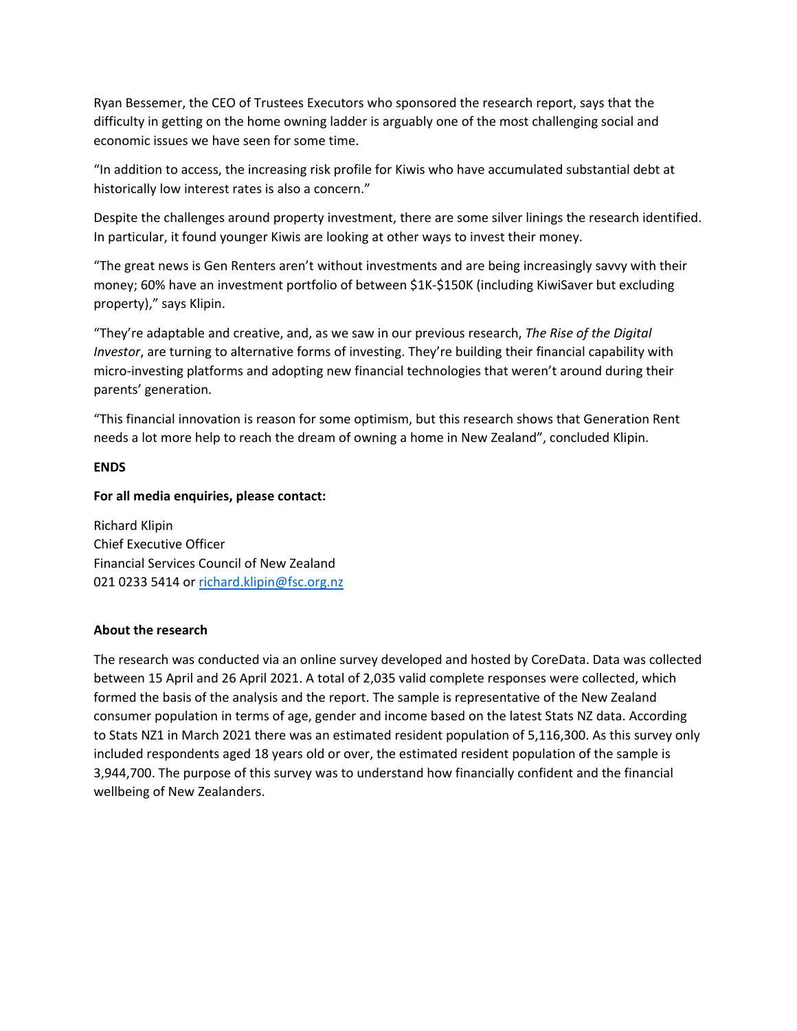Ryan Bessemer, the CEO of Trustees Executors who sponsored the research report, says that the difficulty in getting on the home owning ladder is arguably one of the most challenging social and economic issues we have seen for some time.

"In addition to access, the increasing risk profile for Kiwis who have accumulated substantial debt at historically low interest rates is also a concern."

Despite the challenges around property investment, there are some silver linings the research identified. In particular, it found younger Kiwis are looking at other ways to invest their money.

"The great news is Gen Renters aren't without investments and are being increasingly savvy with their money; 60% have an investment portfolio of between $1K-$150K (including KiwiSaver but excluding property)," says Klipin.

"They're adaptable and creative, and, as we saw in our previous research, *The Rise of the Digital Investor*, are turning to alternative forms of investing. They're building their financial capability with micro-investing platforms and adopting new financial technologies that weren't around during their parents' generation.

"This financial innovation is reason for some optimism, but this research shows that Generation Rent needs a lot more help to reach the dream of owning a home in New Zealand", concluded Klipin.

**ENDS**

**For all media enquiries, please contact:**

Richard Klipin
Chief Executive Officer
Financial Services Council of New Zealand
021 0233 5414 or richard.klipin@fsc.org.nz

**About the research**

The research was conducted via an online survey developed and hosted by CoreData. Data was collected between 15 April and 26 April 2021. A total of 2,035 valid complete responses were collected, which formed the basis of the analysis and the report. The sample is representative of the New Zealand consumer population in terms of age, gender and income based on the latest Stats NZ data. According to Stats NZ1 in March 2021 there was an estimated resident population of 5,116,300. As this survey only included respondents aged 18 years old or over, the estimated resident population of the sample is 3,944,700. The purpose of this survey was to understand how financially confident and the financial wellbeing of New Zealanders.